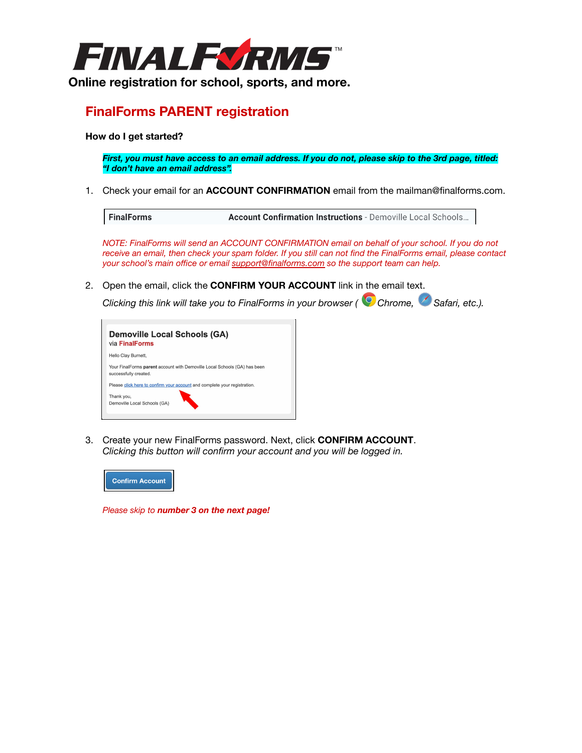# FINALFORMS™

**Online registration for school, sports, and more.**

## FinalForms PARENT registration

**How do I get started?**

***First, you must have access to an email address. If you do not, please skip to the 3rd page, titled: "I don't have an email address".***

1. Check your email for an **ACCOUNT CONFIRMATION** email from the mailman@finalforms.com.

   | FinalForms | **Account Confirmation Instructions** - Demoville Local Schools... |
   |---|---|

   *NOTE: FinalForms will send an ACCOUNT CONFIRMATION email on behalf of your school. If you do not receive an email, then check your spam folder. If you still can not find the FinalForms email, please contact your school's main office or email support@finalforms.com so the support team can help.*

2. Open the email, click the **CONFIRM YOUR ACCOUNT** link in the email text.
   *Clicking this link will take you to FinalForms in your browser ( Chrome, Safari, etc.).*

   **Demoville Local Schools (GA)**
   via **FinalForms**

   Hello Clay Burnett,

   Your FinalForms **parent** account with Demoville Local Schools (GA) has been successfully created.

   Please click here to confirm your account and complete your registration.

   Thank you,
   Demoville Local Schools (GA)

3. Create your new FinalForms password. Next, click **CONFIRM ACCOUNT**.
   *Clicking this button will confirm your account and you will be logged in.*

   **Confirm Account**

   *Please skip to **number 3 on the next page!***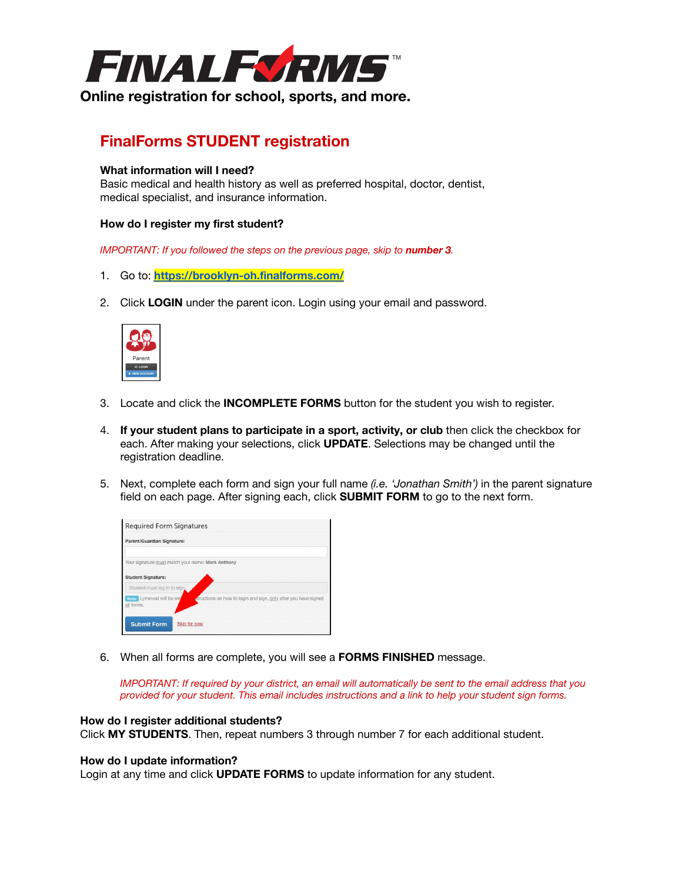# FINALFORMS™

**Online registration for school, sports, and more.**

## FinalForms STUDENT registration

**What information will I need?**
Basic medical and health history as well as preferred hospital, doctor, dentist, medical specialist, and insurance information.

**How do I register my first student?**

*IMPORTANT: If you followed the steps on the previous page, skip to **number 3**.*

1. Go to: **https://brooklyn-oh.finalforms.com/**

2. Click **LOGIN** under the parent icon. Login using your email and password.

3. Locate and click the **INCOMPLETE FORMS** button for the student you wish to register.

4. **If your student plans to participate in a sport, activity, or club** then click the checkbox for each. After making your selections, click **UPDATE**. Selections may be changed until the registration deadline.

5. Next, complete each form and sign your full name *(i.e. 'Jonathan Smith')* in the parent signature field on each page. After signing each, click **SUBMIT FORM** to go to the next form.

6. When all forms are complete, you will see a **FORMS FINISHED** message.

   *IMPORTANT: If required by your district, an email will automatically be sent to the email address that you provided for your student. This email includes instructions and a link to help your student sign forms.*

**How do I register additional students?**
Click **MY STUDENTS**. Then, repeat numbers 3 through number 7 for each additional student.

**How do I update information?**
Login at any time and click **UPDATE FORMS** to update information for any student.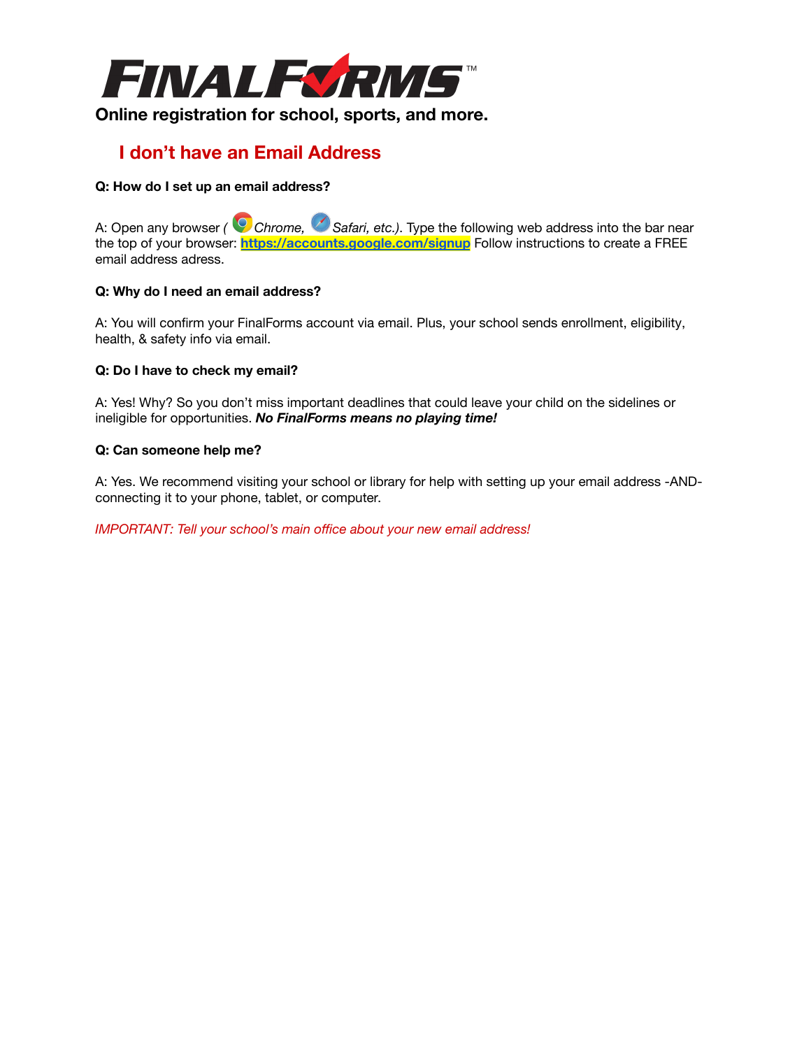# FINALFORMS™

**Online registration for school, sports, and more.**

## I don't have an Email Address

**Q: How do I set up an email address?**

A: Open any browser ( *Chrome,* *Safari, etc.)*. Type the following web address into the bar near the top of your browser: **https://accounts.google.com/signup** Follow instructions to create a FREE email address adress.

**Q: Why do I need an email address?**

A: You will confirm your FinalForms account via email. Plus, your school sends enrollment, eligibility, health, & safety info via email.

**Q: Do I have to check my email?**

A: Yes! Why? So you don't miss important deadlines that could leave your child on the sidelines or ineligible for opportunities. ***No FinalForms means no playing time!***

**Q: Can someone help me?**

A: Yes. We recommend visiting your school or library for help with setting up your email address -AND- connecting it to your phone, tablet, or computer.

*IMPORTANT: Tell your school's main office about your new email address!*